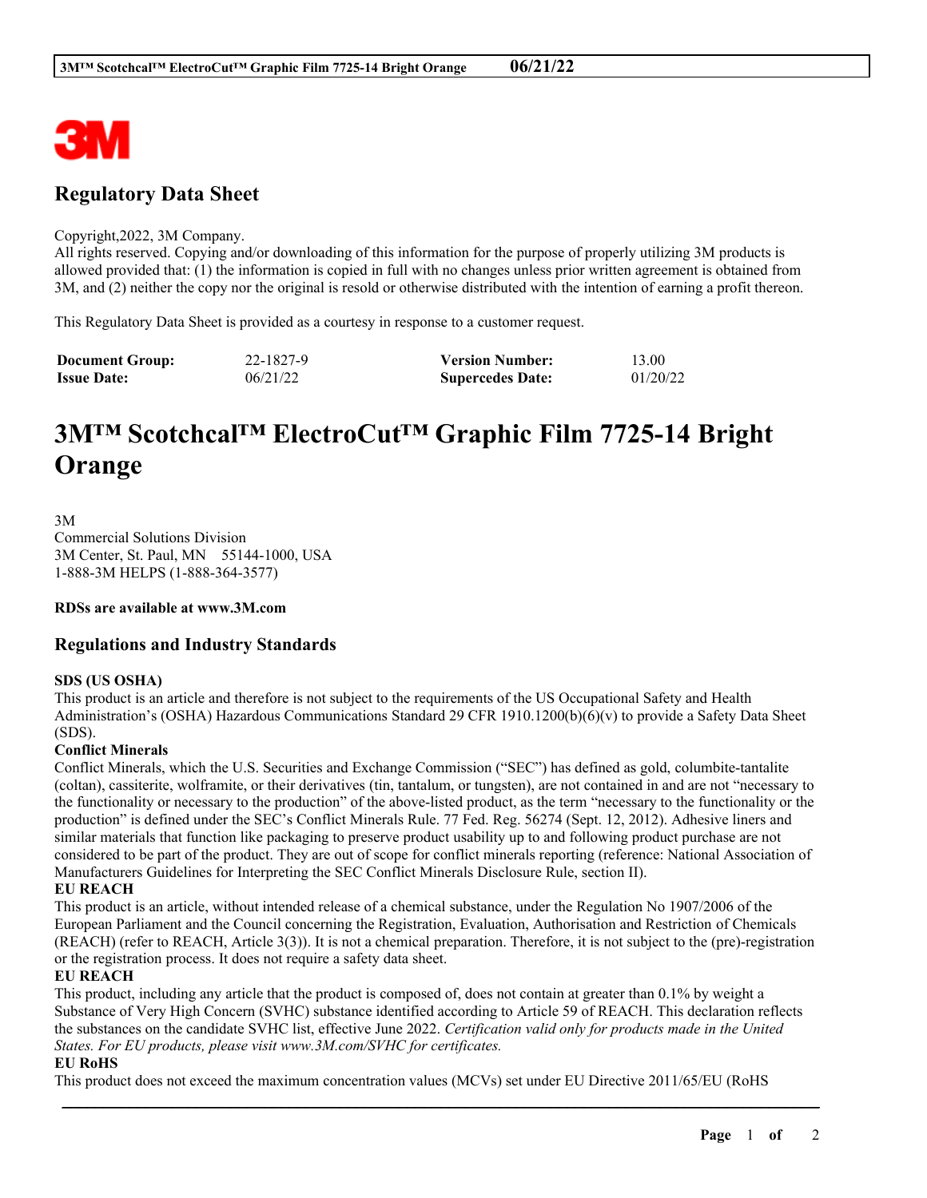# Regulatory Data Sheet

Copyright,2022, 3M Company.
All rights reserved. Copying and/or downloading of this information for the purpose of properly utilizing 3M products is allowed provided that: (1) the information is copied in full with no changes unless prior written agreement is obtained from 3M, and (2) neither the copy nor the original is resold or otherwise distributed with the intention of earning a profit thereon.

This Regulatory Data Sheet is provided as a courtesy in response to a customer request.

| **Document Group:** | 22-1827-9 | **Version Number:** | 13.00 |
|---|---|---|---|
| **Issue Date:** | 06/21/22 | **Supercedes Date:** | 01/20/22 |

# 3M™ Scotchcal™ ElectroCut™ Graphic Film 7725-14 Bright Orange

3M
Commercial Solutions Division
3M Center, St. Paul, MN 55144-1000, USA
1-888-3M HELPS (1-888-364-3577)

**RDSs are available at www.3M.com**

## Regulations and Industry Standards

**SDS (US OSHA)**
This product is an article and therefore is not subject to the requirements of the US Occupational Safety and Health Administration's (OSHA) Hazardous Communications Standard 29 CFR 1910.1200(b)(6)(v) to provide a Safety Data Sheet (SDS).

**Conflict Minerals**
Conflict Minerals, which the U.S. Securities and Exchange Commission ("SEC") has defined as gold, columbite-tantalite (coltan), cassiterite, wolframite, or their derivatives (tin, tantalum, or tungsten), are not contained in and are not "necessary to the functionality or necessary to the production" of the above-listed product, as the term "necessary to the functionality or the production" is defined under the SEC's Conflict Minerals Rule. 77 Fed. Reg. 56274 (Sept. 12, 2012). Adhesive liners and similar materials that function like packaging to preserve product usability up to and following product purchase are not considered to be part of the product. They are out of scope for conflict minerals reporting (reference: National Association of Manufacturers Guidelines for Interpreting the SEC Conflict Minerals Disclosure Rule, section II).

**EU REACH**
This product is an article, without intended release of a chemical substance, under the Regulation No 1907/2006 of the European Parliament and the Council concerning the Registration, Evaluation, Authorisation and Restriction of Chemicals (REACH) (refer to REACH, Article 3(3)). It is not a chemical preparation. Therefore, it is not subject to the (pre)-registration or the registration process. It does not require a safety data sheet.

**EU REACH**
This product, including any article that the product is composed of, does not contain at greater than 0.1% by weight a Substance of Very High Concern (SVHC) substance identified according to Article 59 of REACH. This declaration reflects the substances on the candidate SVHC list, effective June 2022. *Certification valid only for products made in the United States. For EU products, please visit www.3M.com/SVHC for certificates.*

**EU RoHS**
This product does not exceed the maximum concentration values (MCVs) set under EU Directive 2011/65/EU (RoHS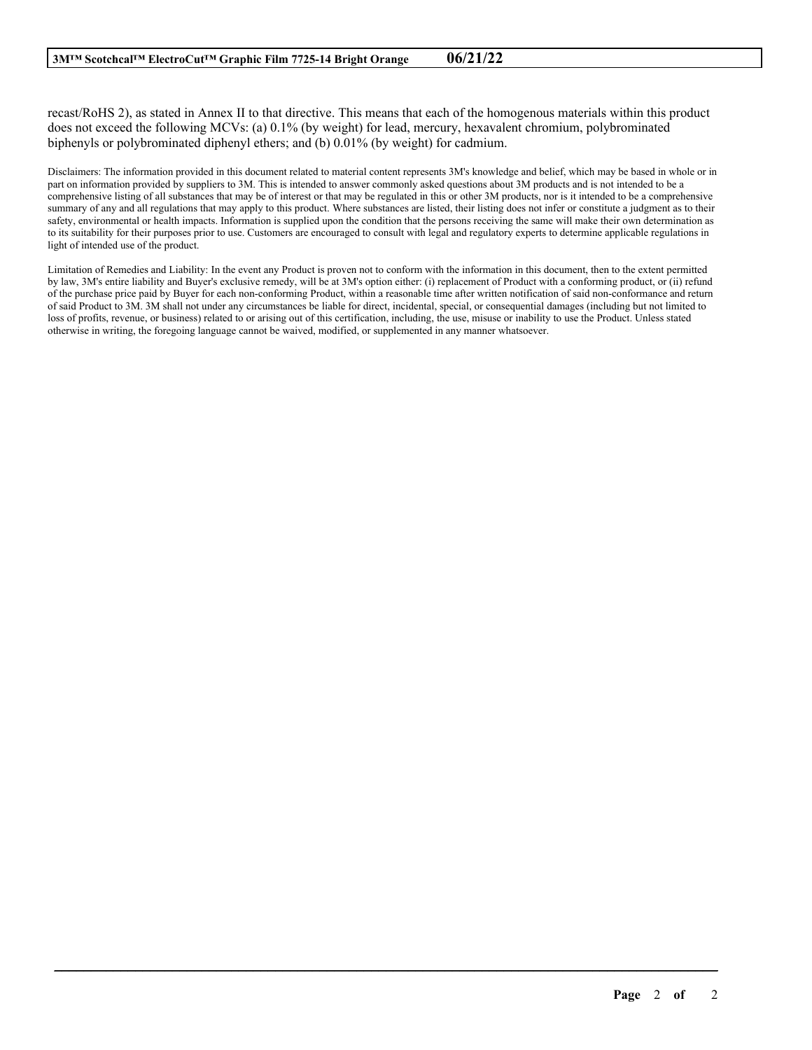recast/RoHS 2), as stated in Annex II to that directive. This means that each of the homogenous materials within this product does not exceed the following MCVs: (a) 0.1% (by weight) for lead, mercury, hexavalent chromium, polybrominated biphenyls or polybrominated diphenyl ethers; and (b) 0.01% (by weight) for cadmium.

Disclaimers: The information provided in this document related to material content represents 3M's knowledge and belief, which may be based in whole or in part on information provided by suppliers to 3M. This is intended to answer commonly asked questions about 3M products and is not intended to be a comprehensive listing of all substances that may be of interest or that may be regulated in this or other 3M products, nor is it intended to be a comprehensive summary of any and all regulations that may apply to this product. Where substances are listed, their listing does not infer or constitute a judgment as to their safety, environmental or health impacts. Information is supplied upon the condition that the persons receiving the same will make their own determination as to its suitability for their purposes prior to use. Customers are encouraged to consult with legal and regulatory experts to determine applicable regulations in light of intended use of the product.

Limitation of Remedies and Liability: In the event any Product is proven not to conform with the information in this document, then to the extent permitted by law, 3M's entire liability and Buyer's exclusive remedy, will be at 3M's option either: (i) replacement of Product with a conforming product, or (ii) refund of the purchase price paid by Buyer for each non-conforming Product, within a reasonable time after written notification of said non-conformance and return of said Product to 3M. 3M shall not under any circumstances be liable for direct, incidental, special, or consequential damages (including but not limited to loss of profits, revenue, or business) related to or arising out of this certification, including, the use, misuse or inability to use the Product. Unless stated otherwise in writing, the foregoing language cannot be waived, modified, or supplemented in any manner whatsoever.